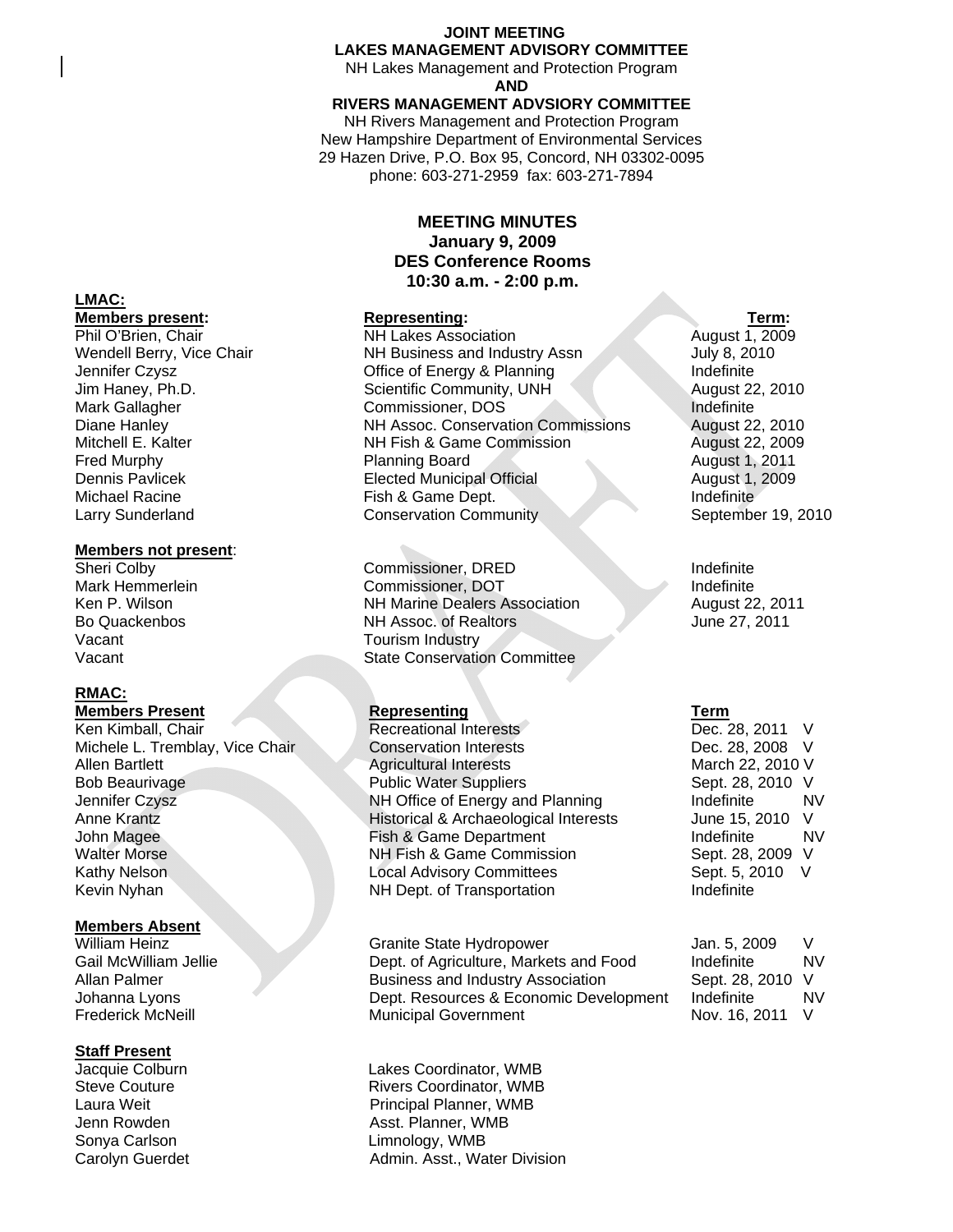**JOINT MEETING**
**LAKES MANAGEMENT ADVISORY COMMITTEE**
NH Lakes Management and Protection Program
**AND**
**RIVERS MANAGEMENT ADVSIORY COMMITTEE**
NH Rivers Management and Protection Program
New Hampshire Department of Environmental Services
29 Hazen Drive, P.O. Box 95, Concord, NH 03302-0095
phone: 603-271-2959 fax: 603-271-7894

**MEETING MINUTES**
**January 9, 2009**
**DES Conference Rooms**
**10:30 a.m. - 2:00 p.m.**

**LMAC:**

| **Members present:** | **Representing:** | **Term:** |
|---|---|---|
| Phil O'Brien, Chair | NH Lakes Association | August 1, 2009 |
| Wendell Berry, Vice Chair | NH Business and Industry Assn | July 8, 2010 |
| Jennifer Czysz | Office of Energy & Planning | Indefinite |
| Jim Haney, Ph.D. | Scientific Community, UNH | August 22, 2010 |
| Mark Gallagher | Commissioner, DOS | Indefinite |
| Diane Hanley | NH Assoc. Conservation Commissions | August 22, 2010 |
| Mitchell E. Kalter | NH Fish & Game Commission | August 22, 2009 |
| Fred Murphy | Planning Board | August 1, 2011 |
| Dennis Pavlicek | Elected Municipal Official | August 1, 2009 |
| Michael Racine | Fish & Game Dept. | Indefinite |
| Larry Sunderland | Conservation Community | September 19, 2010 |

| **Members not present**: | | |
|---|---|---|
| Sheri Colby | Commissioner, DRED | Indefinite |
| Mark Hemmerlein | Commissioner, DOT | Indefinite |
| Ken P. Wilson | NH Marine Dealers Association | August 22, 2011 |
| Bo Quackenbos | NH Assoc. of Realtors | June 27, 2011 |
| Vacant | Tourism Industry | |
| Vacant | State Conservation Committee | |

**RMAC:**

| **Members Present** | **Representing** | **Term** | |
|---|---|---|---|
| Ken Kimball, Chair | Recreational Interests | Dec. 28, 2011 | V |
| Michele L. Tremblay, Vice Chair | Conservation Interests | Dec. 28, 2008 | V |
| Allen Bartlett | Agricultural Interests | March 22, 2010 | V |
| Bob Beaurivage | Public Water Suppliers | Sept. 28, 2010 | V |
| Jennifer Czysz | NH Office of Energy and Planning | Indefinite | NV |
| Anne Krantz | Historical & Archaeological Interests | June 15, 2010 | V |
| John Magee | Fish & Game Department | Indefinite | NV |
| Walter Morse | NH Fish & Game Commission | Sept. 28, 2009 | V |
| Kathy Nelson | Local Advisory Committees | Sept. 5, 2010 | V |
| Kevin Nyhan | NH Dept. of Transportation | Indefinite | |

| **Members Absent** | | | |
|---|---|---|---|
| William Heinz | Granite State Hydropower | Jan. 5, 2009 | V |
| Gail McWilliam Jellie | Dept. of Agriculture, Markets and Food | Indefinite | NV |
| Allan Palmer | Business and Industry Association | Sept. 28, 2010 | V |
| Johanna Lyons | Dept. Resources & Economic Development | Indefinite | NV |
| Frederick McNeill | Municipal Government | Nov. 16, 2011 | V |

| **Staff Present** | |
|---|---|
| Jacquie Colburn | Lakes Coordinator, WMB |
| Steve Couture | Rivers Coordinator, WMB |
| Laura Weit | Principal Planner, WMB |
| Jenn Rowden | Asst. Planner, WMB |
| Sonya Carlson | Limnology, WMB |
| Carolyn Guerdet | Admin. Asst., Water Division |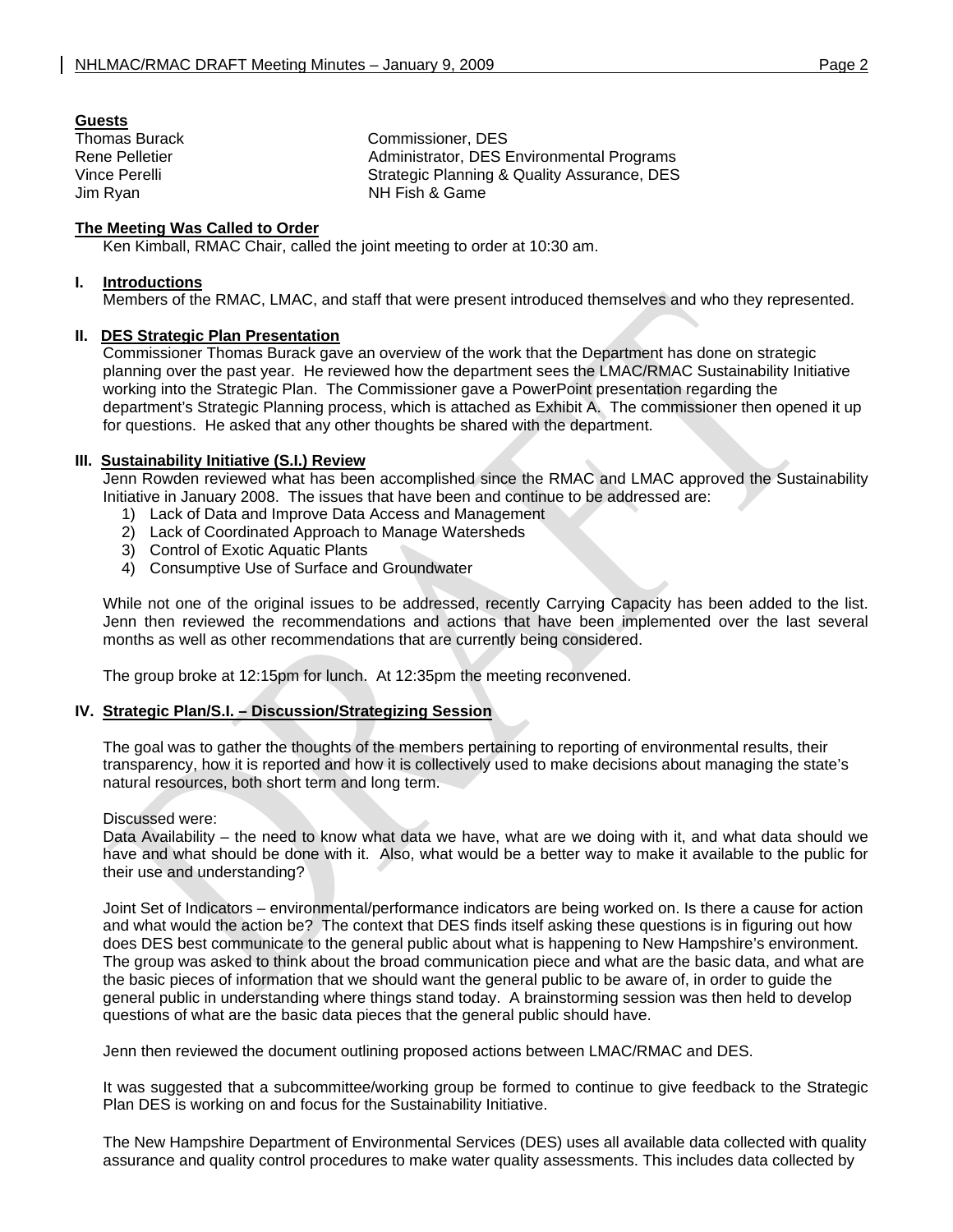**Guests**

| | |
|---|---|
| Thomas Burack | Commissioner, DES |
| Rene Pelletier | Administrator, DES Environmental Programs |
| Vince Perelli | Strategic Planning & Quality Assurance, DES |
| Jim Ryan | NH Fish & Game |

**The Meeting Was Called to Order**

Ken Kimball, RMAC Chair, called the joint meeting to order at 10:30 am.

## I. Introductions

Members of the RMAC, LMAC, and staff that were present introduced themselves and who they represented.

## II. DES Strategic Plan Presentation

Commissioner Thomas Burack gave an overview of the work that the Department has done on strategic planning over the past year. He reviewed how the department sees the LMAC/RMAC Sustainability Initiative working into the Strategic Plan. The Commissioner gave a PowerPoint presentation regarding the department's Strategic Planning process, which is attached as Exhibit A. The commissioner then opened it up for questions. He asked that any other thoughts be shared with the department.

## III. Sustainability Initiative (S.I.) Review

Jenn Rowden reviewed what has been accomplished since the RMAC and LMAC approved the Sustainability Initiative in January 2008. The issues that have been and continue to be addressed are:

1) Lack of Data and Improve Data Access and Management
2) Lack of Coordinated Approach to Manage Watersheds
3) Control of Exotic Aquatic Plants
4) Consumptive Use of Surface and Groundwater

While not one of the original issues to be addressed, recently Carrying Capacity has been added to the list. Jenn then reviewed the recommendations and actions that have been implemented over the last several months as well as other recommendations that are currently being considered.

The group broke at 12:15pm for lunch. At 12:35pm the meeting reconvened.

## IV. Strategic Plan/S.I. – Discussion/Strategizing Session

The goal was to gather the thoughts of the members pertaining to reporting of environmental results, their transparency, how it is reported and how it is collectively used to make decisions about managing the state's natural resources, both short term and long term.

Discussed were:

Data Availability – the need to know what data we have, what are we doing with it, and what data should we have and what should be done with it. Also, what would be a better way to make it available to the public for their use and understanding?

Joint Set of Indicators – environmental/performance indicators are being worked on. Is there a cause for action and what would the action be? The context that DES finds itself asking these questions is in figuring out how does DES best communicate to the general public about what is happening to New Hampshire's environment. The group was asked to think about the broad communication piece and what are the basic data, and what are the basic pieces of information that we should want the general public to be aware of, in order to guide the general public in understanding where things stand today. A brainstorming session was then held to develop questions of what are the basic data pieces that the general public should have.

Jenn then reviewed the document outlining proposed actions between LMAC/RMAC and DES.

It was suggested that a subcommittee/working group be formed to continue to give feedback to the Strategic Plan DES is working on and focus for the Sustainability Initiative.

The New Hampshire Department of Environmental Services (DES) uses all available data collected with quality assurance and quality control procedures to make water quality assessments. This includes data collected by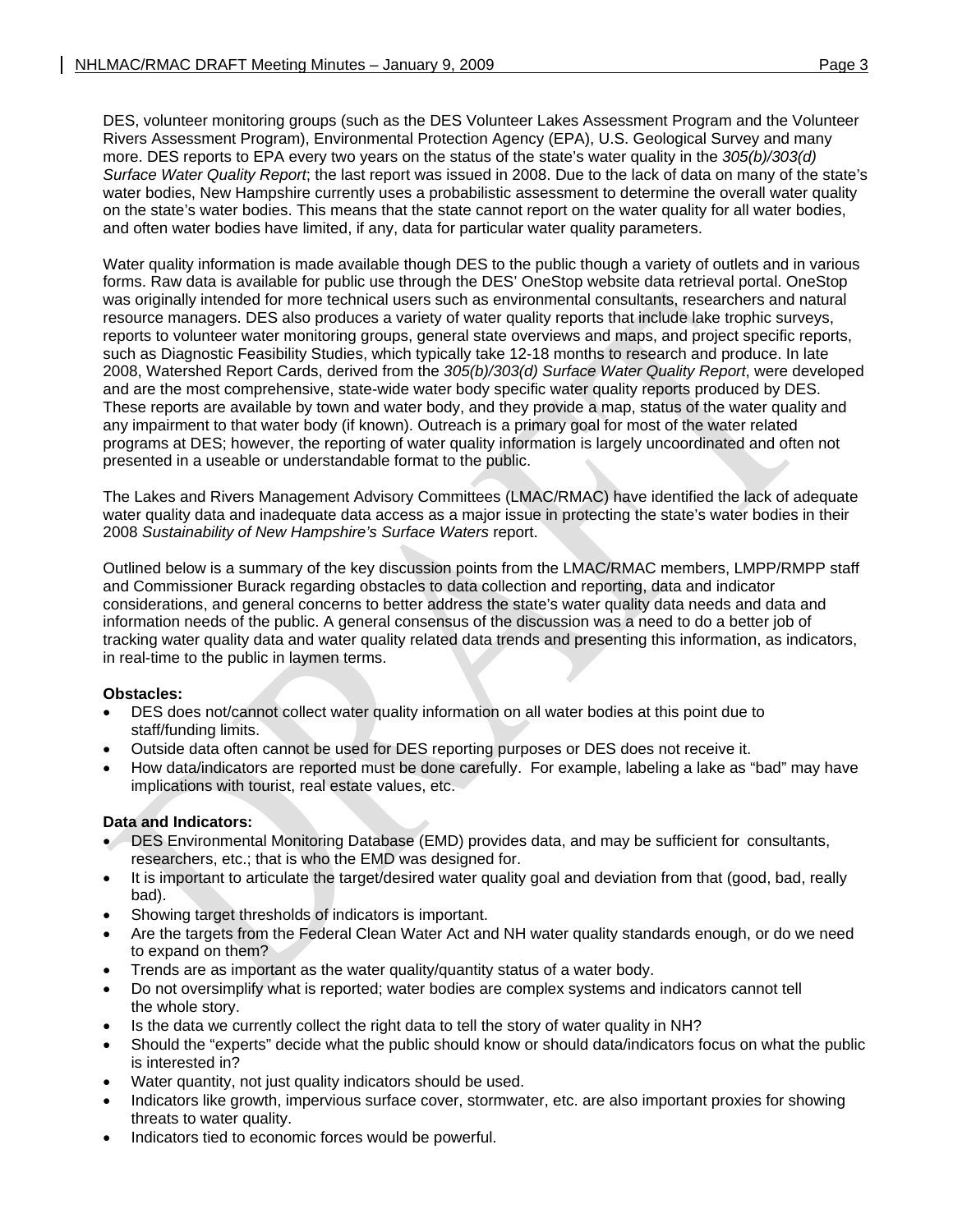DES, volunteer monitoring groups (such as the DES Volunteer Lakes Assessment Program and the Volunteer Rivers Assessment Program), Environmental Protection Agency (EPA), U.S. Geological Survey and many more. DES reports to EPA every two years on the status of the state's water quality in the *305(b)/303(d) Surface Water Quality Report*; the last report was issued in 2008. Due to the lack of data on many of the state's water bodies, New Hampshire currently uses a probabilistic assessment to determine the overall water quality on the state's water bodies. This means that the state cannot report on the water quality for all water bodies, and often water bodies have limited, if any, data for particular water quality parameters.

Water quality information is made available though DES to the public though a variety of outlets and in various forms. Raw data is available for public use through the DES' OneStop website data retrieval portal. OneStop was originally intended for more technical users such as environmental consultants, researchers and natural resource managers. DES also produces a variety of water quality reports that include lake trophic surveys, reports to volunteer water monitoring groups, general state overviews and maps, and project specific reports, such as Diagnostic Feasibility Studies, which typically take 12-18 months to research and produce. In late 2008, Watershed Report Cards, derived from the *305(b)/303(d) Surface Water Quality Report*, were developed and are the most comprehensive, state-wide water body specific water quality reports produced by DES. These reports are available by town and water body, and they provide a map, status of the water quality and any impairment to that water body (if known). Outreach is a primary goal for most of the water related programs at DES; however, the reporting of water quality information is largely uncoordinated and often not presented in a useable or understandable format to the public.

The Lakes and Rivers Management Advisory Committees (LMAC/RMAC) have identified the lack of adequate water quality data and inadequate data access as a major issue in protecting the state's water bodies in their 2008 *Sustainability of New Hampshire's Surface Waters* report.

Outlined below is a summary of the key discussion points from the LMAC/RMAC members, LMPP/RMPP staff and Commissioner Burack regarding obstacles to data collection and reporting, data and indicator considerations, and general concerns to better address the state's water quality data needs and data and information needs of the public. A general consensus of the discussion was a need to do a better job of tracking water quality data and water quality related data trends and presenting this information, as indicators, in real-time to the public in laymen terms.

**Obstacles:**

- DES does not/cannot collect water quality information on all water bodies at this point due to staff/funding limits.
- Outside data often cannot be used for DES reporting purposes or DES does not receive it.
- How data/indicators are reported must be done carefully. For example, labeling a lake as "bad" may have implications with tourist, real estate values, etc.

**Data and Indicators:**

- DES Environmental Monitoring Database (EMD) provides data, and may be sufficient for consultants, researchers, etc.; that is who the EMD was designed for.
- It is important to articulate the target/desired water quality goal and deviation from that (good, bad, really bad).
- Showing target thresholds of indicators is important.
- Are the targets from the Federal Clean Water Act and NH water quality standards enough, or do we need to expand on them?
- Trends are as important as the water quality/quantity status of a water body.
- Do not oversimplify what is reported; water bodies are complex systems and indicators cannot tell the whole story.
- Is the data we currently collect the right data to tell the story of water quality in NH?
- Should the "experts" decide what the public should know or should data/indicators focus on what the public is interested in?
- Water quantity, not just quality indicators should be used.
- Indicators like growth, impervious surface cover, stormwater, etc. are also important proxies for showing threats to water quality.
- Indicators tied to economic forces would be powerful.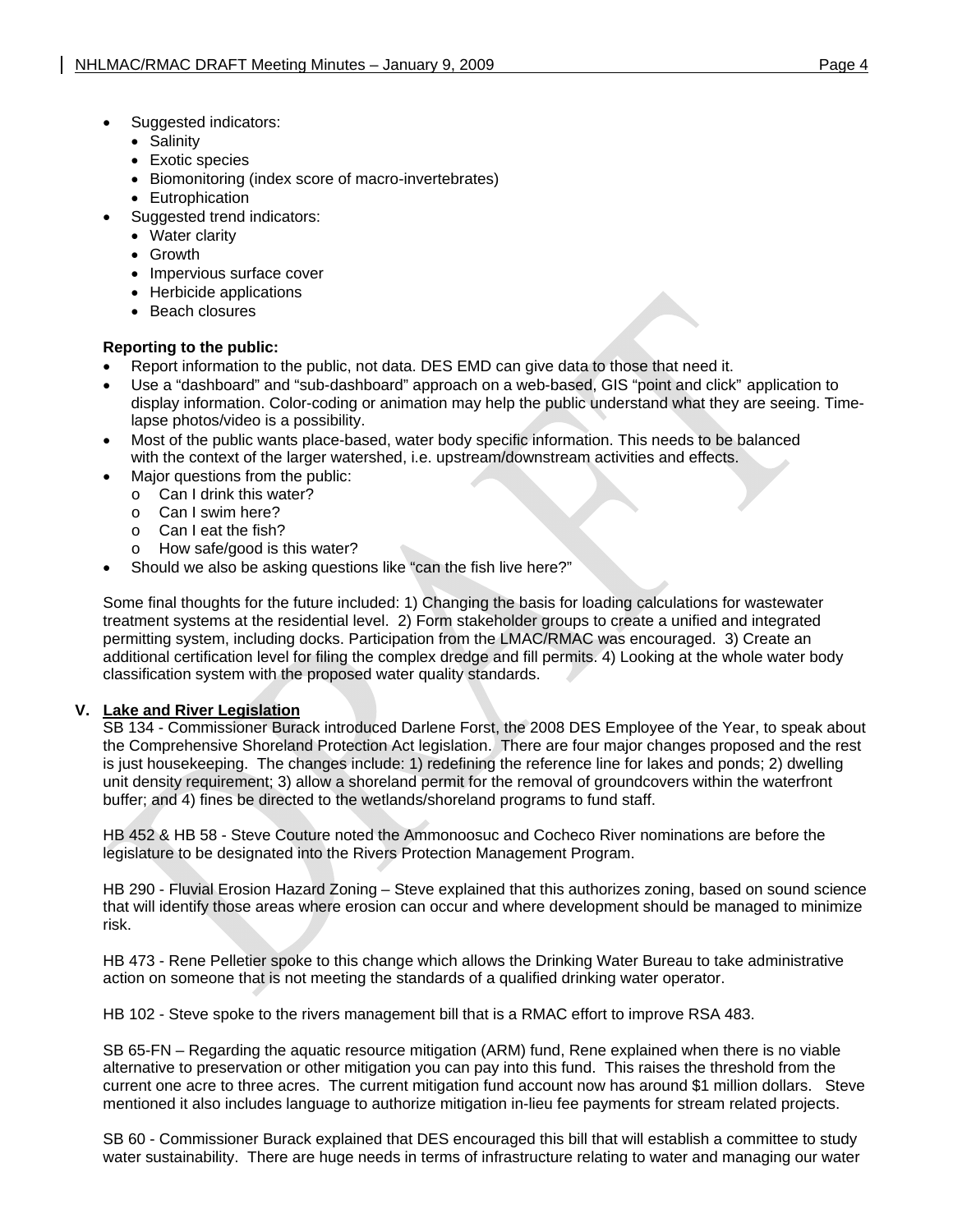- Suggested indicators:
  - Salinity
  - Exotic species
  - Biomonitoring (index score of macro-invertebrates)
  - Eutrophication
- Suggested trend indicators:
  - Water clarity
  - Growth
  - Impervious surface cover
  - Herbicide applications
  - Beach closures

**Reporting to the public:**

- Report information to the public, not data. DES EMD can give data to those that need it.
- Use a "dashboard" and "sub-dashboard" approach on a web-based, GIS "point and click" application to display information. Color-coding or animation may help the public understand what they are seeing. Time-lapse photos/video is a possibility.
- Most of the public wants place-based, water body specific information. This needs to be balanced with the context of the larger watershed, i.e. upstream/downstream activities and effects.
- Major questions from the public:
  - o Can I drink this water?
  - o Can I swim here?
  - o Can I eat the fish?
  - o How safe/good is this water?
- Should we also be asking questions like "can the fish live here?"

Some final thoughts for the future included: 1) Changing the basis for loading calculations for wastewater treatment systems at the residential level. 2) Form stakeholder groups to create a unified and integrated permitting system, including docks. Participation from the LMAC/RMAC was encouraged. 3) Create an additional certification level for filing the complex dredge and fill permits. 4) Looking at the whole water body classification system with the proposed water quality standards.

## V. Lake and River Legislation

SB 134 - Commissioner Burack introduced Darlene Forst, the 2008 DES Employee of the Year, to speak about the Comprehensive Shoreland Protection Act legislation. There are four major changes proposed and the rest is just housekeeping. The changes include: 1) redefining the reference line for lakes and ponds; 2) dwelling unit density requirement; 3) allow a shoreland permit for the removal of groundcovers within the waterfront buffer; and 4) fines be directed to the wetlands/shoreland programs to fund staff.

HB 452 & HB 58 - Steve Couture noted the Ammonoosuc and Cocheco River nominations are before the legislature to be designated into the Rivers Protection Management Program.

HB 290 - Fluvial Erosion Hazard Zoning – Steve explained that this authorizes zoning, based on sound science that will identify those areas where erosion can occur and where development should be managed to minimize risk.

HB 473 - Rene Pelletier spoke to this change which allows the Drinking Water Bureau to take administrative action on someone that is not meeting the standards of a qualified drinking water operator.

HB 102 - Steve spoke to the rivers management bill that is a RMAC effort to improve RSA 483.

SB 65-FN – Regarding the aquatic resource mitigation (ARM) fund, Rene explained when there is no viable alternative to preservation or other mitigation you can pay into this fund. This raises the threshold from the current one acre to three acres. The current mitigation fund account now has around $1 million dollars. Steve mentioned it also includes language to authorize mitigation in-lieu fee payments for stream related projects.

SB 60 - Commissioner Burack explained that DES encouraged this bill that will establish a committee to study water sustainability. There are huge needs in terms of infrastructure relating to water and managing our water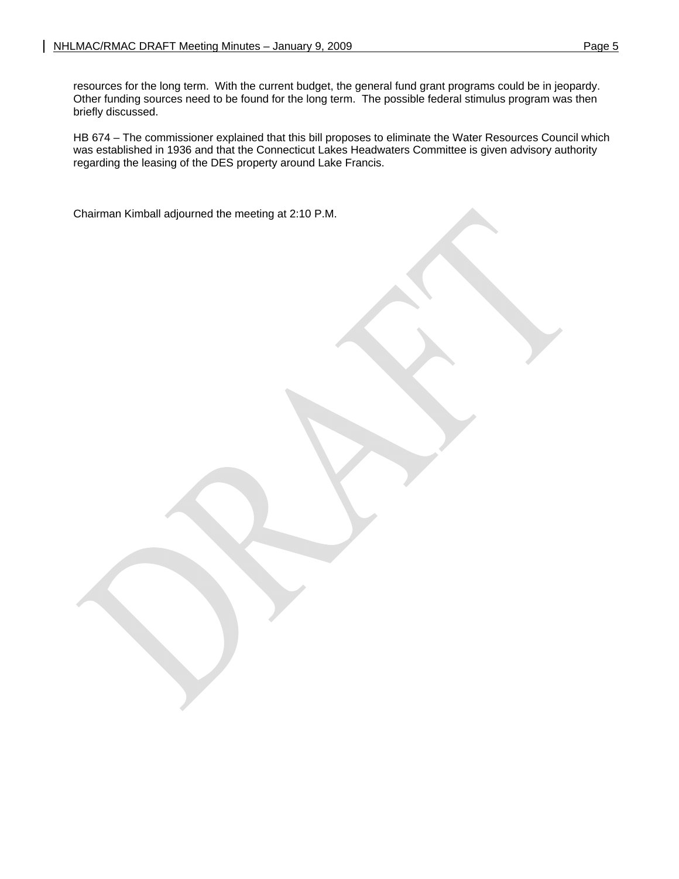resources for the long term. With the current budget, the general fund grant programs could be in jeopardy. Other funding sources need to be found for the long term. The possible federal stimulus program was then briefly discussed.

HB 674 – The commissioner explained that this bill proposes to eliminate the Water Resources Council which was established in 1936 and that the Connecticut Lakes Headwaters Committee is given advisory authority regarding the leasing of the DES property around Lake Francis.

Chairman Kimball adjourned the meeting at 2:10 P.M.